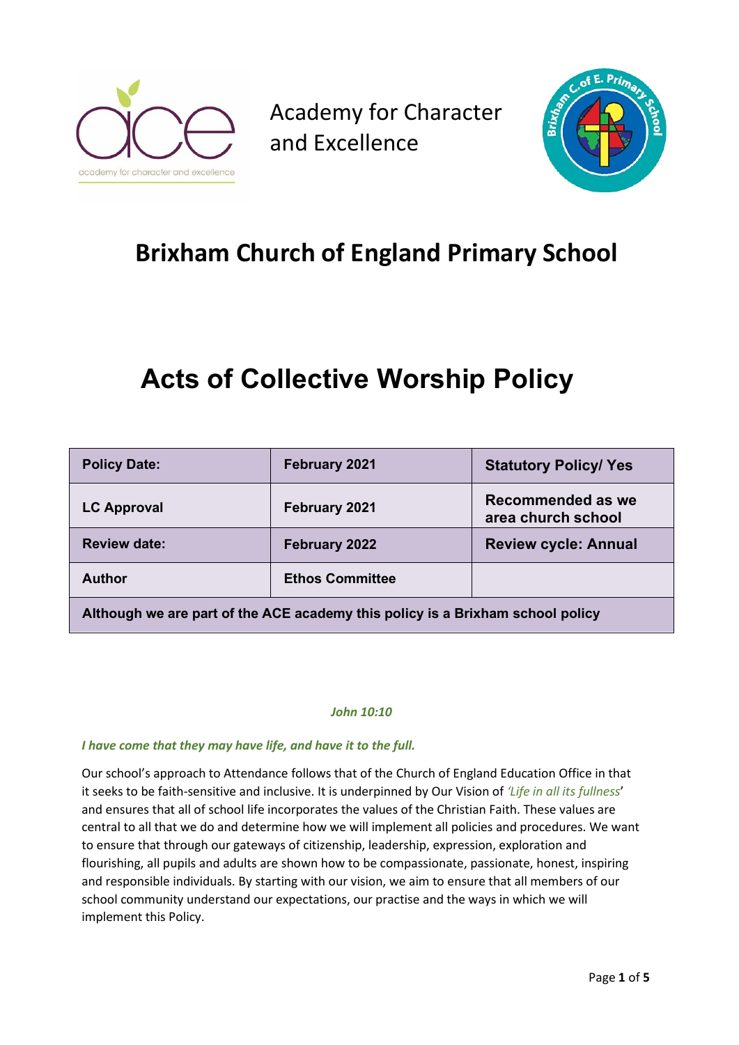Academy for Character and Excellence

# Brixham Church of England Primary School

# Acts of Collective Worship Policy

| Policy Date: | February 2021 | Statutory Policy/ Yes |
|---|---|---|
| LC Approval | February 2021 | Recommended as we area church school |
| Review date: | February 2022 | Review cycle: Annual |
| Author | Ethos Committee | |
| Although we are part of the ACE academy this policy is a Brixham school policy | | |

***John 10:10***

***I have come that they may have life, and have it to the full.***

Our school's approach to Attendance follows that of the Church of England Education Office in that it seeks to be faith-sensitive and inclusive. It is underpinned by Our Vision of *'Life in all its fullness'* and ensures that all of school life incorporates the values of the Christian Faith. These values are central to all that we do and determine how we will implement all policies and procedures. We want to ensure that through our gateways of citizenship, leadership, expression, exploration and flourishing, all pupils and adults are shown how to be compassionate, passionate, honest, inspiring and responsible individuals. By starting with our vision, we aim to ensure that all members of our school community understand our expectations, our practise and the ways in which we will implement this Policy.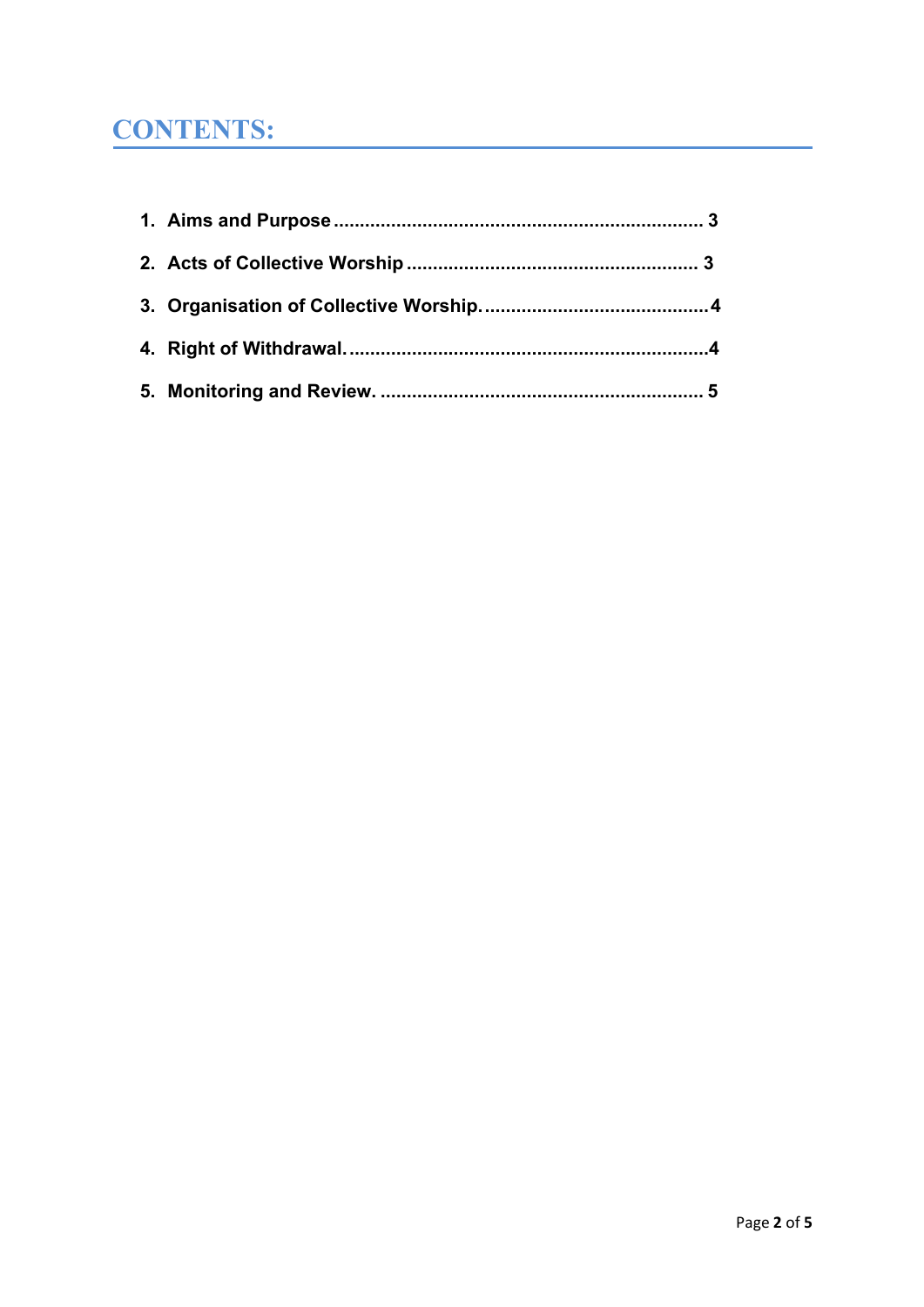# CONTENTS:

1. **Aims and Purpose ...................................................................... 3**
2. **Acts of Collective Worship ........................................................ 3**
3. **Organisation of Collective Worship. ...........................................4**
4. **Right of Withdrawal. .....................................................................4**
5. **Monitoring and Review. ............................................................. 5**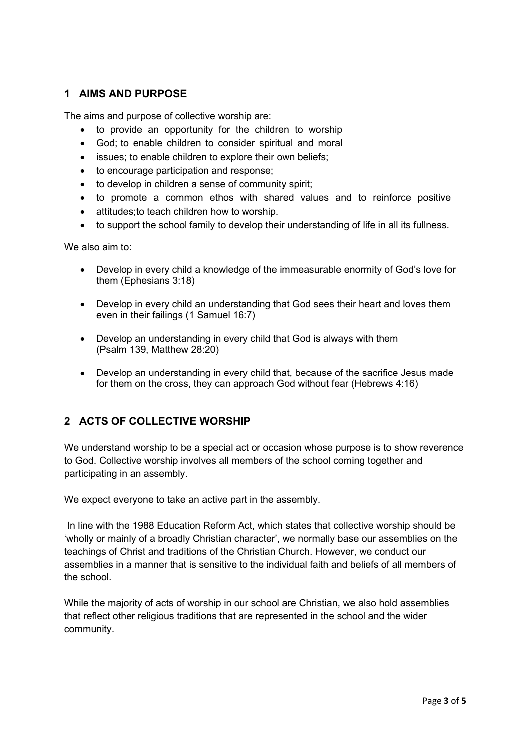## 1 AIMS AND PURPOSE

The aims and purpose of collective worship are:

- to provide an opportunity for the children to worship
- God; to enable children to consider spiritual and moral
- issues; to enable children to explore their own beliefs;
- to encourage participation and response;
- to develop in children a sense of community spirit;
- to promote a common ethos with shared values and to reinforce positive
- attitudes;to teach children how to worship.
- to support the school family to develop their understanding of life in all its fullness.

We also aim to:

- Develop in every child a knowledge of the immeasurable enormity of God's love for them (Ephesians 3:18)
- Develop in every child an understanding that God sees their heart and loves them even in their failings (1 Samuel 16:7)
- Develop an understanding in every child that God is always with them (Psalm 139, Matthew 28:20)
- Develop an understanding in every child that, because of the sacrifice Jesus made for them on the cross, they can approach God without fear (Hebrews 4:16)

## 2 ACTS OF COLLECTIVE WORSHIP

We understand worship to be a special act or occasion whose purpose is to show reverence to God. Collective worship involves all members of the school coming together and participating in an assembly.

We expect everyone to take an active part in the assembly.

In line with the 1988 Education Reform Act, which states that collective worship should be 'wholly or mainly of a broadly Christian character', we normally base our assemblies on the teachings of Christ and traditions of the Christian Church. However, we conduct our assemblies in a manner that is sensitive to the individual faith and beliefs of all members of the school.

While the majority of acts of worship in our school are Christian, we also hold assemblies that reflect other religious traditions that are represented in the school and the wider community.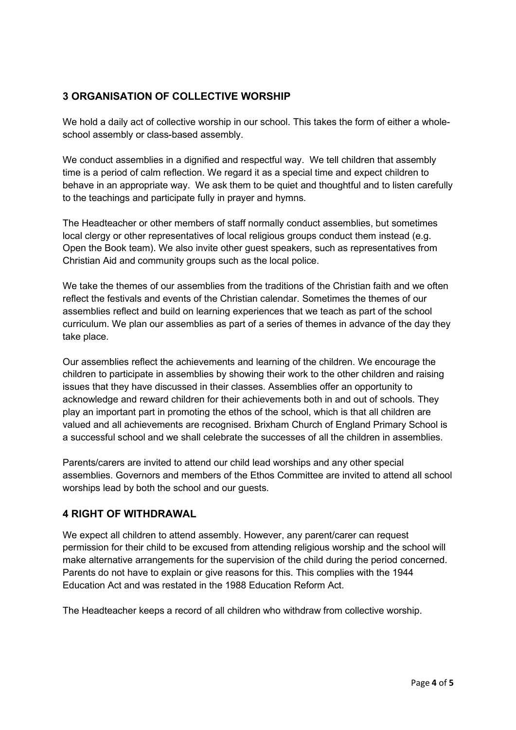## 3 ORGANISATION OF COLLECTIVE WORSHIP

We hold a daily act of collective worship in our school. This takes the form of either a whole-school assembly or class-based assembly.

We conduct assemblies in a dignified and respectful way. We tell children that assembly time is a period of calm reflection. We regard it as a special time and expect children to behave in an appropriate way. We ask them to be quiet and thoughtful and to listen carefully to the teachings and participate fully in prayer and hymns.

The Headteacher or other members of staff normally conduct assemblies, but sometimes local clergy or other representatives of local religious groups conduct them instead (e.g. Open the Book team). We also invite other guest speakers, such as representatives from Christian Aid and community groups such as the local police.

We take the themes of our assemblies from the traditions of the Christian faith and we often reflect the festivals and events of the Christian calendar. Sometimes the themes of our assemblies reflect and build on learning experiences that we teach as part of the school curriculum. We plan our assemblies as part of a series of themes in advance of the day they take place.

Our assemblies reflect the achievements and learning of the children. We encourage the children to participate in assemblies by showing their work to the other children and raising issues that they have discussed in their classes. Assemblies offer an opportunity to acknowledge and reward children for their achievements both in and out of schools. They play an important part in promoting the ethos of the school, which is that all children are valued and all achievements are recognised. Brixham Church of England Primary School is a successful school and we shall celebrate the successes of all the children in assemblies.

Parents/carers are invited to attend our child lead worships and any other special assemblies. Governors and members of the Ethos Committee are invited to attend all school worships lead by both the school and our guests.

## 4 RIGHT OF WITHDRAWAL

We expect all children to attend assembly. However, any parent/carer can request permission for their child to be excused from attending religious worship and the school will make alternative arrangements for the supervision of the child during the period concerned. Parents do not have to explain or give reasons for this. This complies with the 1944 Education Act and was restated in the 1988 Education Reform Act.

The Headteacher keeps a record of all children who withdraw from collective worship.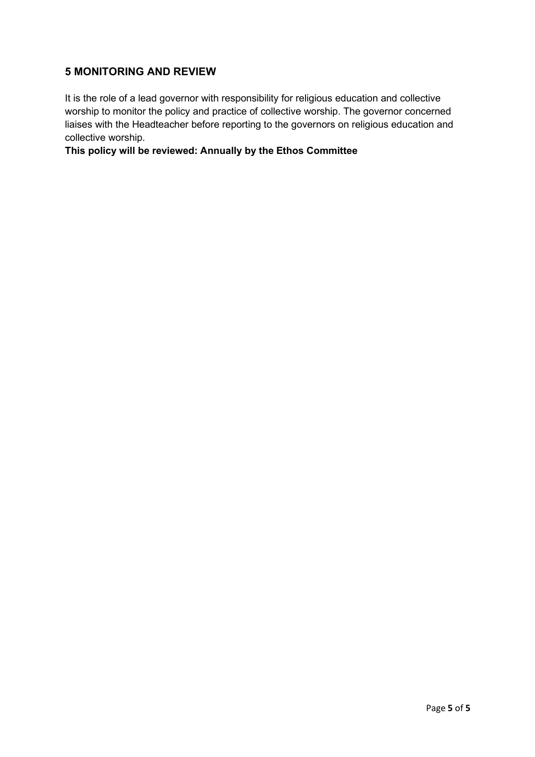## 5 MONITORING AND REVIEW

It is the role of a lead governor with responsibility for religious education and collective worship to monitor the policy and practice of collective worship. The governor concerned liaises with the Headteacher before reporting to the governors on religious education and collective worship.

**This policy will be reviewed: Annually by the Ethos Committee**